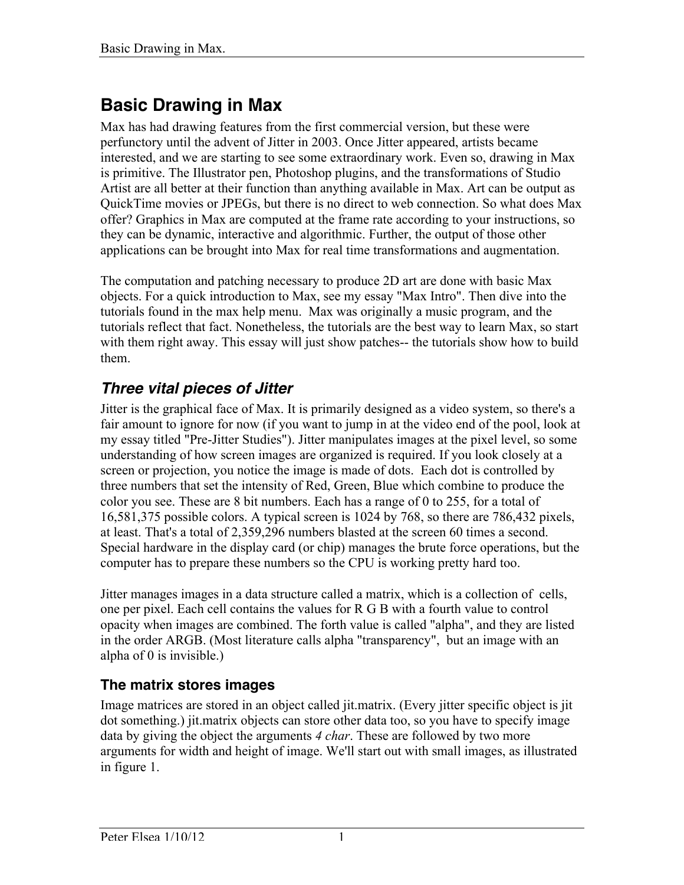# Basic Drawing in Max

Max has had drawing features from the first commercial version, but these were perfunctory until the advent of Jitter in 2003. Once Jitter appeared, artists became interested, and we are starting to see some extraordinary work. Even so, drawing in Max is primitive. The Illustrator pen, Photoshop plugins, and the transformations of Studio Artist are all better at their function than anything available in Max. Art can be output as QuickTime movies or JPEGs, but there is no direct to web connection. So what does Max offer? Graphics in Max are computed at the frame rate according to your instructions, so they can be dynamic, interactive and algorithmic. Further, the output of those other applications can be brought into Max for real time transformations and augmentation.

The computation and patching necessary to produce 2D art are done with basic Max objects. For a quick introduction to Max, see my essay "Max Intro". Then dive into the tutorials found in the max help menu. Max was originally a music program, and the tutorials reflect that fact. Nonetheless, the tutorials are the best way to learn Max, so start with them right away. This essay will just show patches-- the tutorials show how to build them.

## *Three vital pieces of Jitter*

Jitter is the graphical face of Max. It is primarily designed as a video system, so there's a fair amount to ignore for now (if you want to jump in at the video end of the pool, look at my essay titled "Pre-Jitter Studies"). Jitter manipulates images at the pixel level, so some understanding of how screen images are organized is required. If you look closely at a screen or projection, you notice the image is made of dots. Each dot is controlled by three numbers that set the intensity of Red, Green, Blue which combine to produce the color you see. These are 8 bit numbers. Each has a range of 0 to 255, for a total of 16,581,375 possible colors. A typical screen is 1024 by 768, so there are 786,432 pixels, at least. That's a total of 2,359,296 numbers blasted at the screen 60 times a second. Special hardware in the display card (or chip) manages the brute force operations, but the computer has to prepare these numbers so the CPU is working pretty hard too.

Jitter manages images in a data structure called a matrix, which is a collection of cells, one per pixel. Each cell contains the values for R G B with a fourth value to control opacity when images are combined. The forth value is called "alpha", and they are listed in the order ARGB. (Most literature calls alpha "transparency", but an image with an alpha of 0 is invisible.)

### The matrix stores images

Image matrices are stored in an object called jit.matrix. (Every jitter specific object is jit dot something.) jit.matrix objects can store other data too, so you have to specify image data by giving the object the arguments *4 char*. These are followed by two more arguments for width and height of image. We'll start out with small images, as illustrated in figure 1.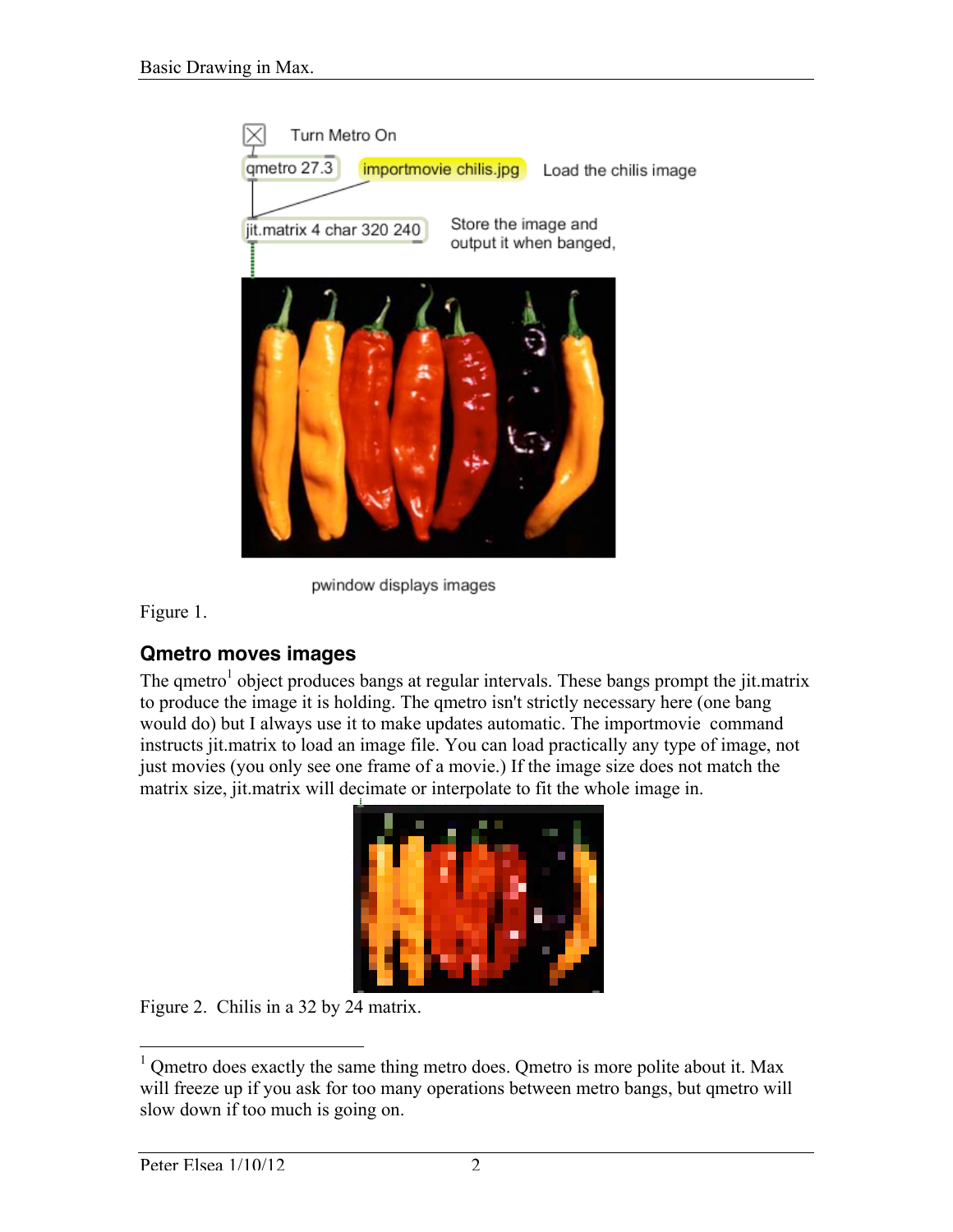Figure 1.

## Qmetro moves images

The qmetro[1] object produces bangs at regular intervals. These bangs prompt the jit.matrix to produce the image it is holding. The qmetro isn't strictly necessary here (one bang would do) but I always use it to make updates automatic. The importmovie command instructs jit.matrix to load an image file. You can load practically any type of image, not just movies (you only see one frame of a movie.) If the image size does not match the matrix size, jit.matrix will decimate or interpolate to fit the whole image in.

Figure 2. Chilis in a 32 by 24 matrix.

[1] Qmetro does exactly the same thing metro does. Qmetro is more polite about it. Max will freeze up if you ask for too many operations between metro bangs, but qmetro will slow down if too much is going on.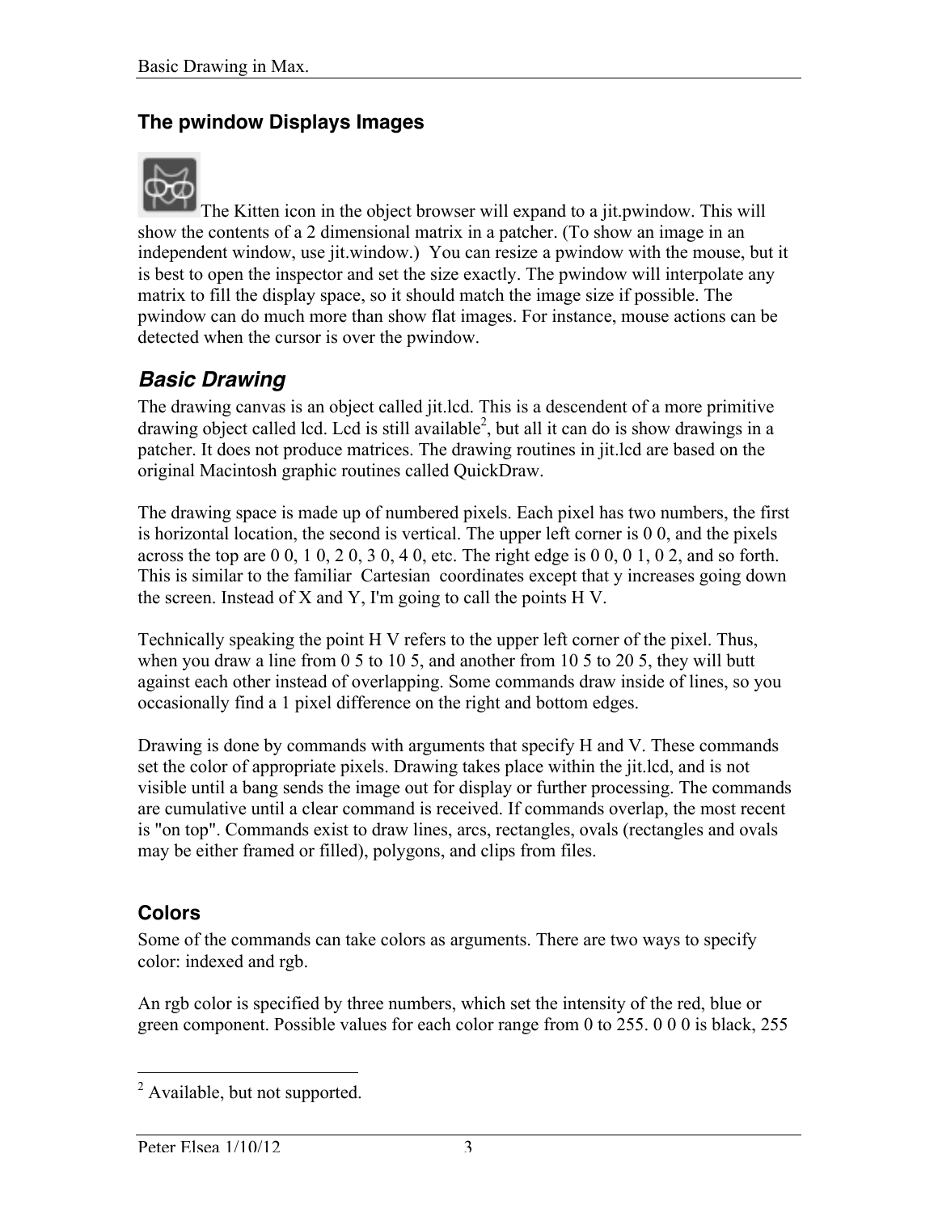### The pwindow Displays Images

The Kitten icon in the object browser will expand to a jit.pwindow. This will show the contents of a 2 dimensional matrix in a patcher. (To show an image in an independent window, use jit.window.) You can resize a pwindow with the mouse, but it is best to open the inspector and set the size exactly. The pwindow will interpolate any matrix to fill the display space, so it should match the image size if possible. The pwindow can do much more than show flat images. For instance, mouse actions can be detected when the cursor is over the pwindow.

## *Basic Drawing*

The drawing canvas is an object called jit.lcd. This is a descendent of a more primitive drawing object called lcd. Lcd is still available[2], but all it can do is show drawings in a patcher. It does not produce matrices. The drawing routines in jit.lcd are based on the original Macintosh graphic routines called QuickDraw.

The drawing space is made up of numbered pixels. Each pixel has two numbers, the first is horizontal location, the second is vertical. The upper left corner is 0 0, and the pixels across the top are 0 0, 1 0, 2 0, 3 0, 4 0, etc. The right edge is 0 0, 0 1, 0 2, and so forth. This is similar to the familiar Cartesian coordinates except that y increases going down the screen. Instead of X and Y, I'm going to call the points H V.

Technically speaking the point H V refers to the upper left corner of the pixel. Thus, when you draw a line from 0 5 to 10 5, and another from 10 5 to 20 5, they will butt against each other instead of overlapping. Some commands draw inside of lines, so you occasionally find a 1 pixel difference on the right and bottom edges.

Drawing is done by commands with arguments that specify H and V. These commands set the color of appropriate pixels. Drawing takes place within the jit.lcd, and is not visible until a bang sends the image out for display or further processing. The commands are cumulative until a clear command is received. If commands overlap, the most recent is "on top". Commands exist to draw lines, arcs, rectangles, ovals (rectangles and ovals may be either framed or filled), polygons, and clips from files.

### Colors

Some of the commands can take colors as arguments. There are two ways to specify color: indexed and rgb.

An rgb color is specified by three numbers, which set the intensity of the red, blue or green component. Possible values for each color range from 0 to 255. 0 0 0 is black, 255

---

[2] Available, but not supported.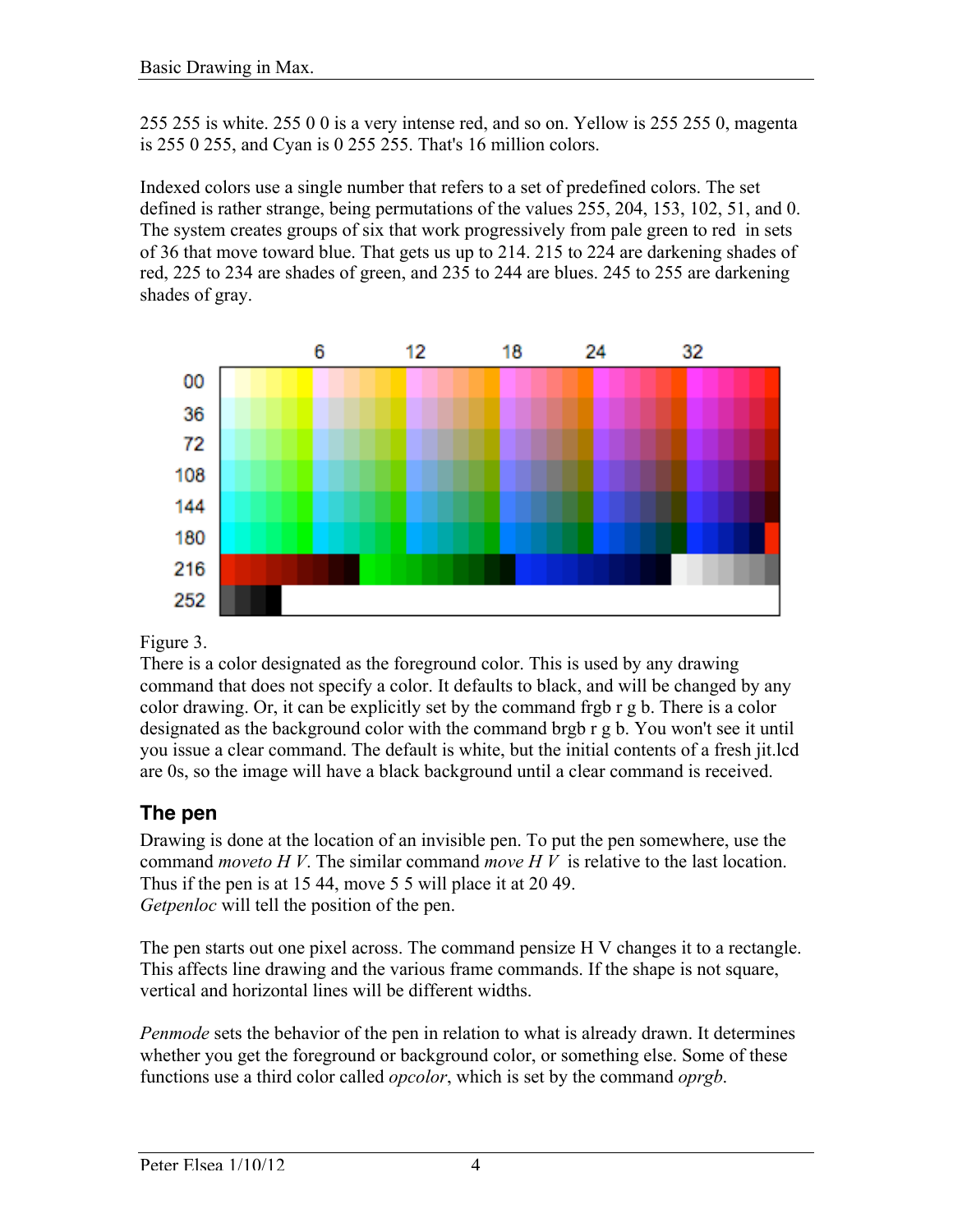255 255 is white. 255 0 0 is a very intense red, and so on. Yellow is 255 255 0, magenta is 255 0 255, and Cyan is 0 255 255. That's 16 million colors.

Indexed colors use a single number that refers to a set of predefined colors. The set defined is rather strange, being permutations of the values 255, 204, 153, 102, 51, and 0. The system creates groups of six that work progressively from pale green to red in sets of 36 that move toward blue. That gets us up to 214. 215 to 224 are darkening shades of red, 225 to 234 are shades of green, and 235 to 244 are blues. 245 to 255 are darkening shades of gray.

6
12
18
24
32
00
36
72
108
144
180
216
252

Figure 3.

There is a color designated as the foreground color. This is used by any drawing command that does not specify a color. It defaults to black, and will be changed by any color drawing. Or, it can be explicitly set by the command frgb r g b. There is a color designated as the background color with the command brgb r g b. You won't see it until you issue a clear command. The default is white, but the initial contents of a fresh jit.lcd are 0s, so the image will have a black background until a clear command is received.

## The pen

Drawing is done at the location of an invisible pen. To put the pen somewhere, use the command *moveto H V*. The similar command *move H V* is relative to the last location. Thus if the pen is at 15 44, move 5 5 will place it at 20 49.
*Getpenloc* will tell the position of the pen.

The pen starts out one pixel across. The command pensize H V changes it to a rectangle. This affects line drawing and the various frame commands. If the shape is not square, vertical and horizontal lines will be different widths.

*Penmode* sets the behavior of the pen in relation to what is already drawn. It determines whether you get the foreground or background color, or something else. Some of these functions use a third color called *opcolor*, which is set by the command *oprgb*.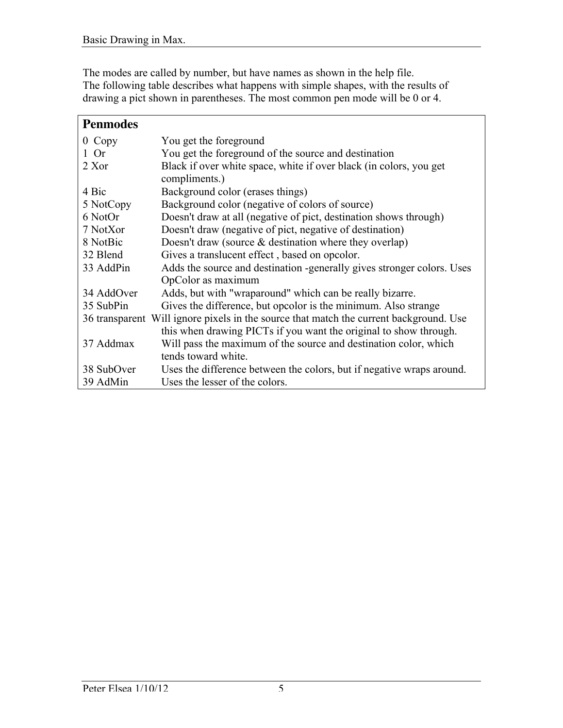The modes are called by number, but have names as shown in the help file.
The following table describes what happens with simple shapes, with the results of drawing a pict shown in parentheses. The most common pen mode will be 0 or 4.

| **Penmodes** | |
|---|---|
| 0 Copy | You get the foreground |
| 1 Or | You get the foreground of the source and destination |
| 2 Xor | Black if over white space, white if over black (in colors, you get compliments.) |
| 4 Bic | Background color (erases things) |
| 5 NotCopy | Background color (negative of colors of source) |
| 6 NotOr | Doesn't draw at all (negative of pict, destination shows through) |
| 7 NotXor | Doesn't draw (negative of pict, negative of destination) |
| 8 NotBic | Doesn't draw (source & destination where they overlap) |
| 32 Blend | Gives a translucent effect , based on opcolor. |
| 33 AddPin | Adds the source and destination -generally gives stronger colors. Uses OpColor as maximum |
| 34 AddOver | Adds, but with "wraparound" which can be really bizarre. |
| 35 SubPin | Gives the difference, but opcolor is the minimum. Also strange |
| 36 transparent | Will ignore pixels in the source that match the current background. Use this when drawing PICTs if you want the original to show through. |
| 37 Addmax | Will pass the maximum of the source and destination color, which tends toward white. |
| 38 SubOver | Uses the difference between the colors, but if negative wraps around. |
| 39 AdMin | Uses the lesser of the colors. |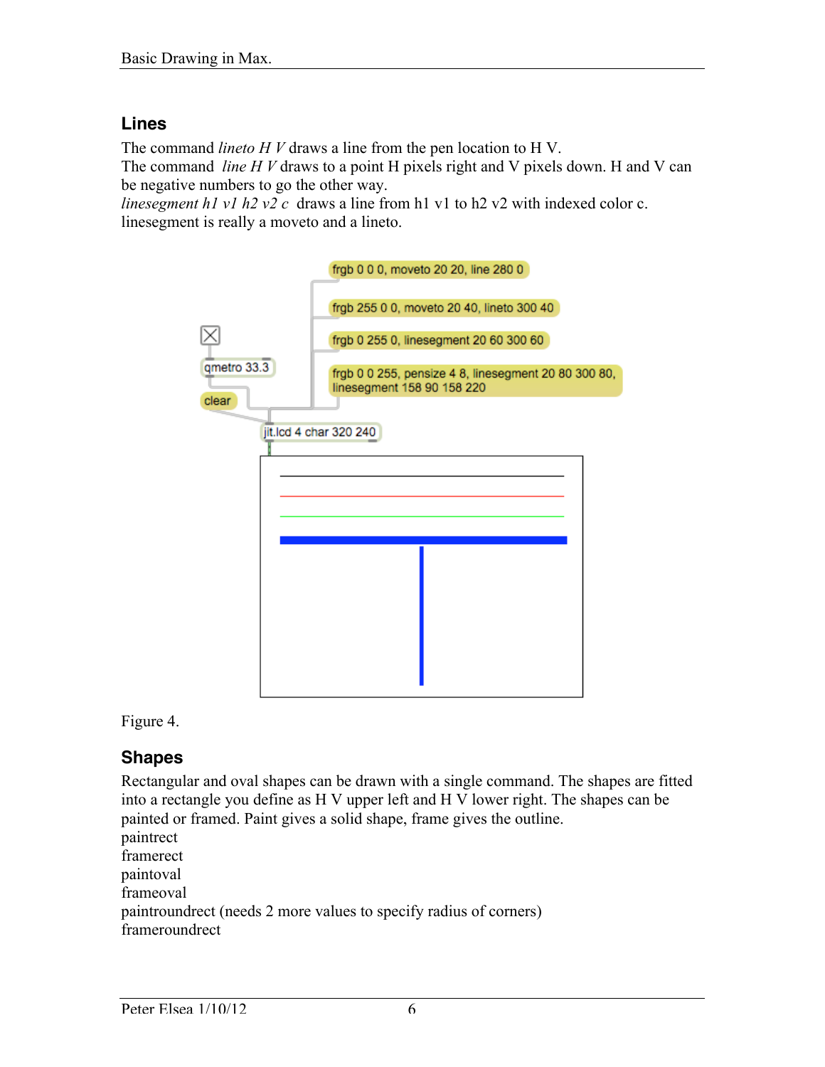## Lines

The command *lineto H V* draws a line from the pen location to H V.
The command *line H V* draws to a point H pixels right and V pixels down. H and V can be negative numbers to go the other way.
*linesegment h1 v1 h2 v2 c* draws a line from h1 v1 to h2 v2 with indexed color c.
linesegment is really a moveto and a lineto.

frgb 0 0 0, moveto 20 20, line 280 0

frgb 255 0 0, moveto 20 40, lineto 300 40

frgb 0 255 0, linesegment 20 60 300 60

frgb 0 0 255, pensize 4 8, linesegment 20 80 300 80, linesegment 158 90 158 220

qmetro 33.3

clear

jit.lcd 4 char 320 240

Figure 4.

## Shapes

Rectangular and oval shapes can be drawn with a single command. The shapes are fitted into a rectangle you define as H V upper left and H V lower right. The shapes can be painted or framed. Paint gives a solid shape, frame gives the outline.

paintrect
framerect
paintoval
frameoval
paintroundrect (needs 2 more values to specify radius of corners)
frameroundrect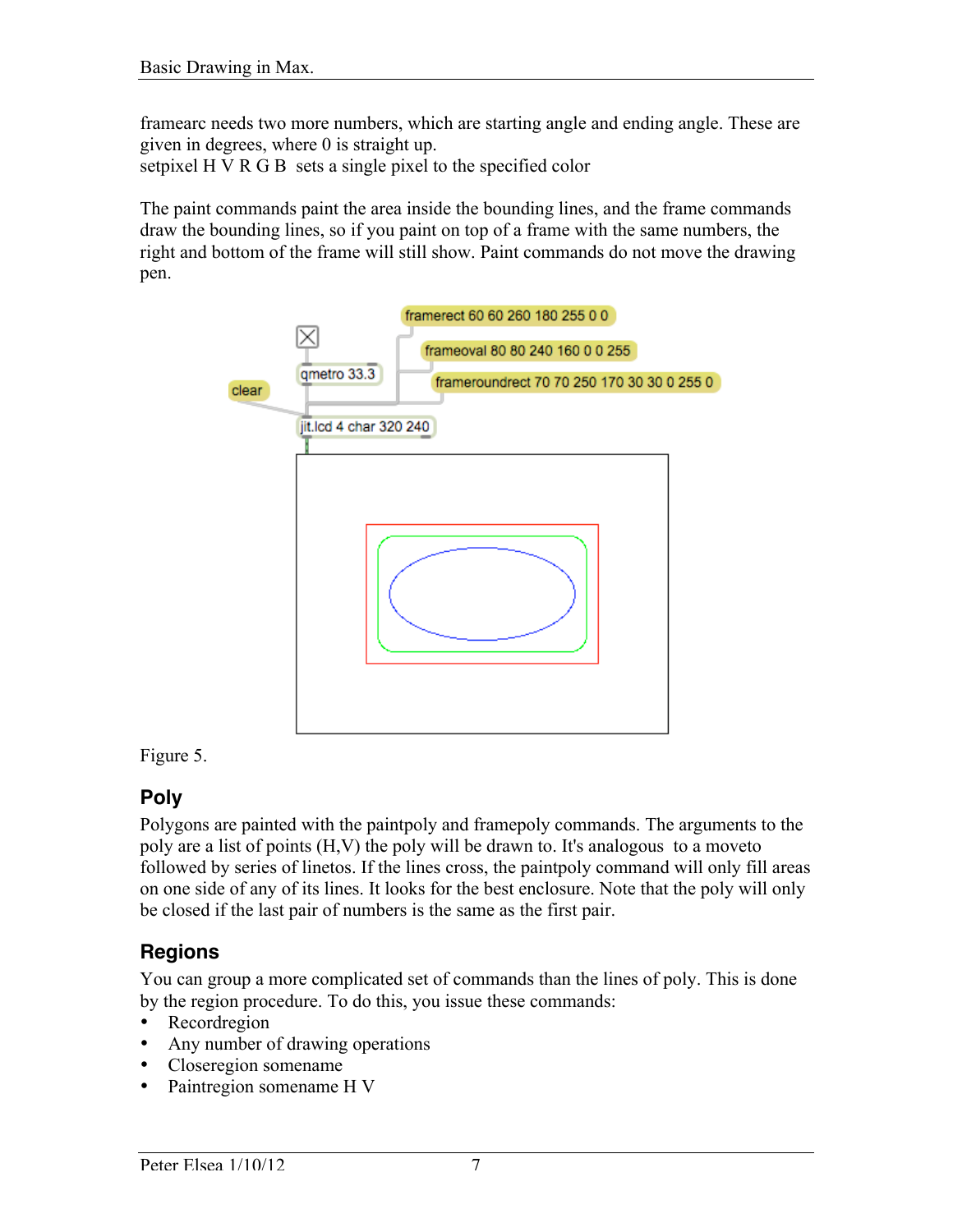framearc needs two more numbers, which are starting angle and ending angle. These are given in degrees, where 0 is straight up.
setpixel H V R G B  sets a single pixel to the specified color

The paint commands paint the area inside the bounding lines, and the frame commands draw the bounding lines, so if you paint on top of a frame with the same numbers, the right and bottom of the frame will still show. Paint commands do not move the drawing pen.

framerect 60 60 260 180 255 0 0
frameoval 80 80 240 160 0 0 255
frameroundrect 70 70 250 170 30 30 0 255 0
qmetro 33.3
clear
jit.lcd 4 char 320 240

Figure 5.

## Poly

Polygons are painted with the paintpoly and framepoly commands. The arguments to the poly are a list of points (H,V) the poly will be drawn to. It's analogous  to a moveto followed by series of linetos. If the lines cross, the paintpoly command will only fill areas on one side of any of its lines. It looks for the best enclosure. Note that the poly will only be closed if the last pair of numbers is the same as the first pair.

## Regions

You can group a more complicated set of commands than the lines of poly. This is done by the region procedure. To do this, you issue these commands:

- Recordregion
- Any number of drawing operations
- Closeregion somename
- Paintregion somename H V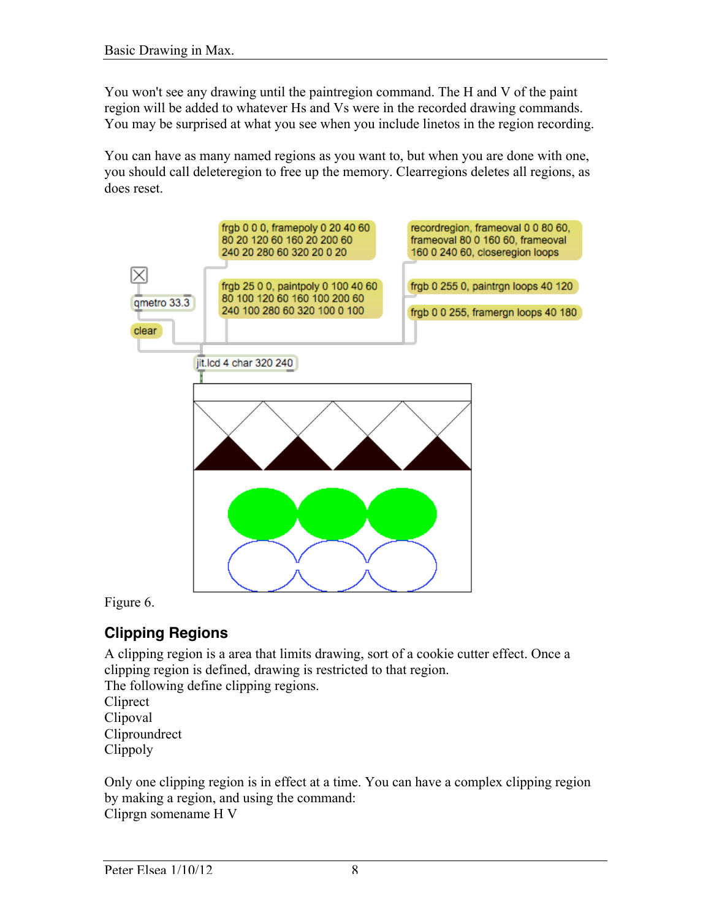You won't see any drawing until the paintregion command. The H and V of the paint region will be added to whatever Hs and Vs were in the recorded drawing commands. You may be surprised at what you see when you include linetos in the region recording.

You can have as many named regions as you want to, but when you are done with one, you should call deleteregion to free up the memory. Clearregions deletes all regions, as does reset.

Figure 6.

## Clipping Regions

A clipping region is a area that limits drawing, sort of a cookie cutter effect. Once a clipping region is defined, drawing is restricted to that region.
The following define clipping regions.
Cliprect
Clipoval
Cliproundrect
Clippoly

Only one clipping region is in effect at a time. You can have a complex clipping region by making a region, and using the command:
Cliprgn somename H V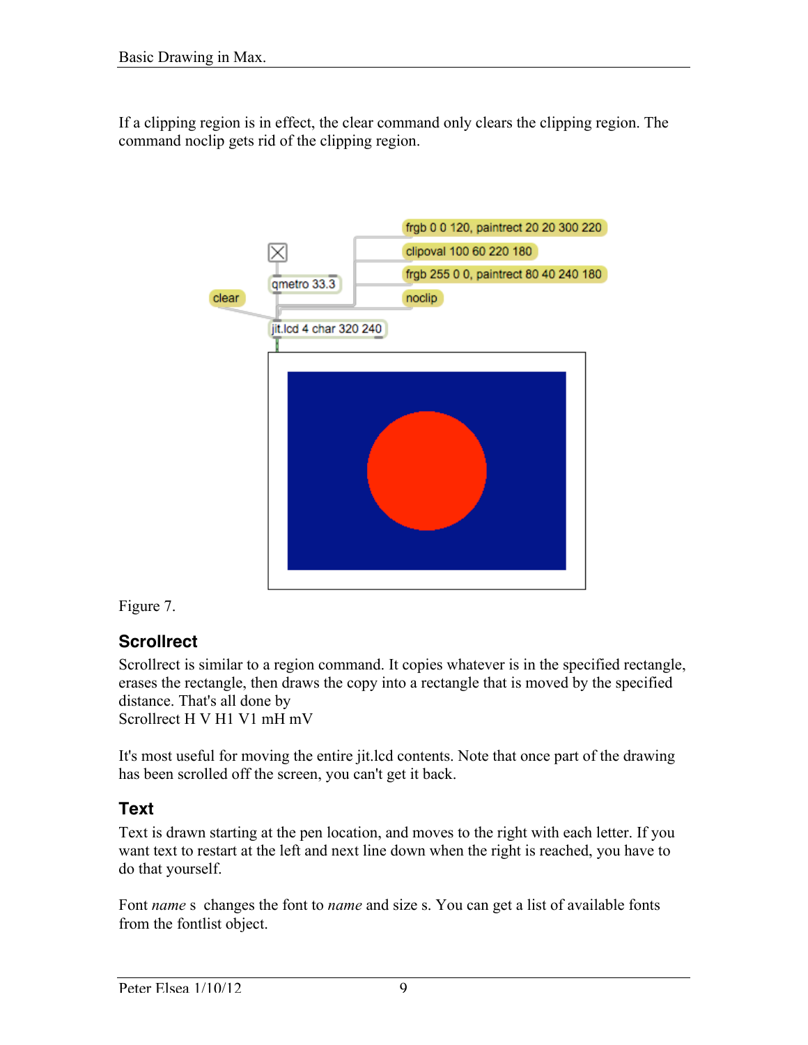If a clipping region is in effect, the clear command only clears the clipping region. The command noclip gets rid of the clipping region.

frgb 0 0 120, paintrect 20 20 300 220

clipoval 100 60 220 180

frgb 255 0 0, paintrect 80 40 240 180

noclip

qmetro 33.3

clear

jit.lcd 4 char 320 240

Figure 7.

### Scrollrect

Scrollrect is similar to a region command. It copies whatever is in the specified rectangle, erases the rectangle, then draws the copy into a rectangle that is moved by the specified distance. That's all done by
Scrollrect H V H1 V1 mH mV

It's most useful for moving the entire jit.lcd contents. Note that once part of the drawing has been scrolled off the screen, you can't get it back.

### Text

Text is drawn starting at the pen location, and moves to the right with each letter. If you want text to restart at the left and next line down when the right is reached, you have to do that yourself.

Font *name* s changes the font to *name* and size s. You can get a list of available fonts from the fontlist object.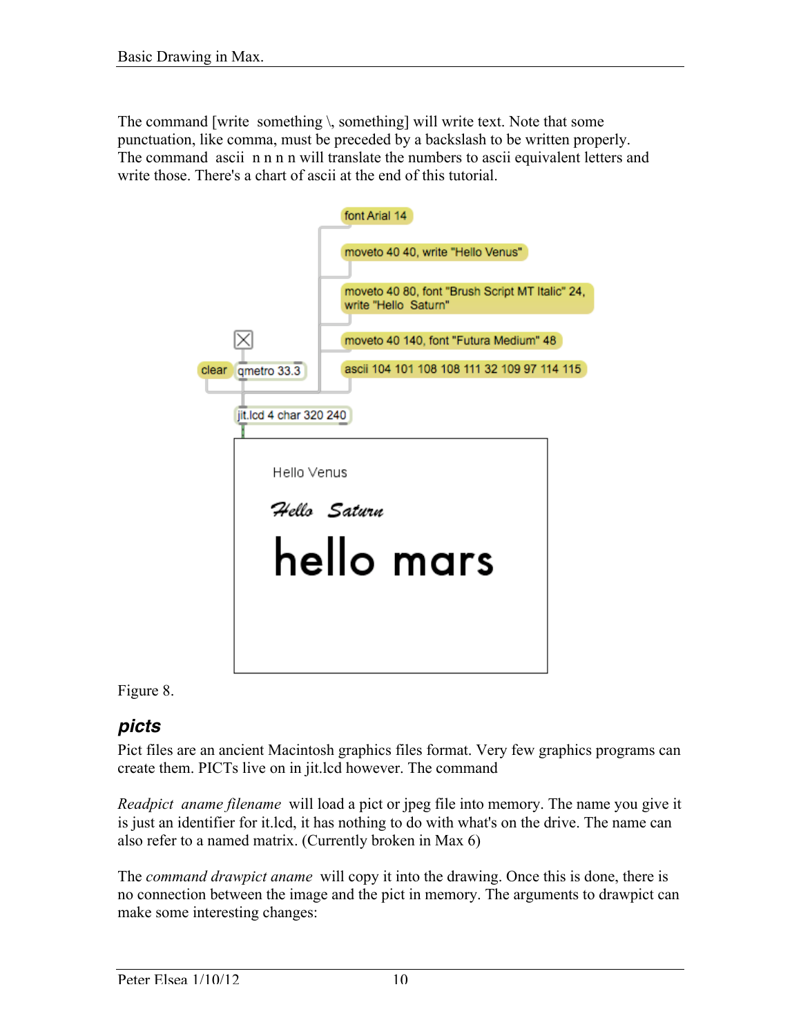The command [write  something \, something] will write text. Note that some punctuation, like comma, must be preceded by a backslash to be written properly. The command  ascii  n n n n will translate the numbers to ascii equivalent letters and write those. There's a chart of ascii at the end of this tutorial.

font Arial 14

moveto 40 40, write "Hello Venus"

moveto 40 80, font "Brush Script MT Italic" 24, write "Hello  Saturn"

moveto 40 140, font "Futura Medium" 48

ascii 104 101 108 108 111 32 109 97 114 115

clear

qmetro 33.3

jit.lcd 4 char 320 240

Hello Venus

Hello  Saturn

hello mars

Figure 8.

### *picts*

Pict files are an ancient Macintosh graphics files format. Very few graphics programs can create them. PICTs live on in jit.lcd however. The command

*Readpict  aname filename*  will load a pict or jpeg file into memory. The name you give it is just an identifier for it.lcd, it has nothing to do with what's on the drive. The name can also refer to a named matrix. (Currently broken in Max 6)

The *command drawpict aname*  will copy it into the drawing. Once this is done, there is no connection between the image and the pict in memory. The arguments to drawpict can make some interesting changes: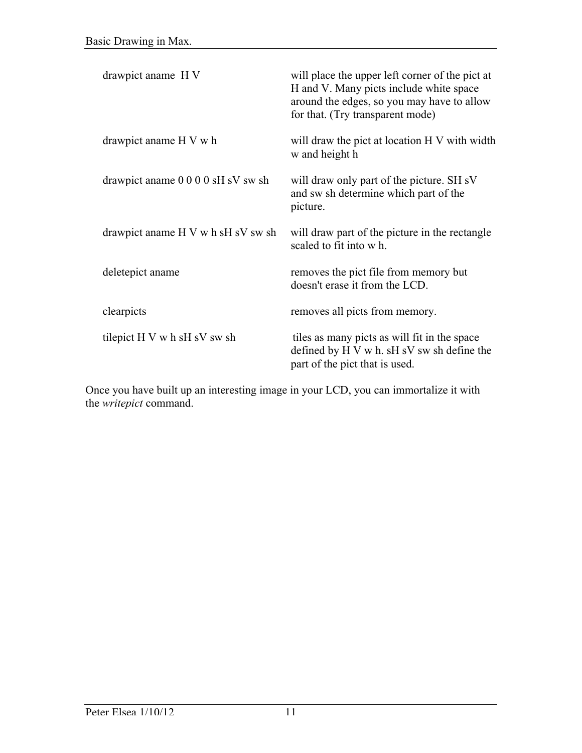| | |
|---|---|
| drawpict aname H V | will place the upper left corner of the pict at H and V. Many picts include white space around the edges, so you may have to allow for that. (Try transparent mode) |
| drawpict aname H V w h | will draw the pict at location H V with width w and height h |
| drawpict aname 0 0 0 0 sH sV sw sh | will draw only part of the picture. SH sV and sw sh determine which part of the picture. |
| drawpict aname H V w h sH sV sw sh | will draw part of the picture in the rectangle scaled to fit into w h. |
| deletepict aname | removes the pict file from memory but doesn't erase it from the LCD. |
| clearpicts | removes all picts from memory. |
| tilepict H V w h sH sV sw sh | tiles as many picts as will fit in the space defined by H V w h. sH sV sw sh define the part of the pict that is used. |

Once you have built up an interesting image in your LCD, you can immortalize it with the *writepict* command.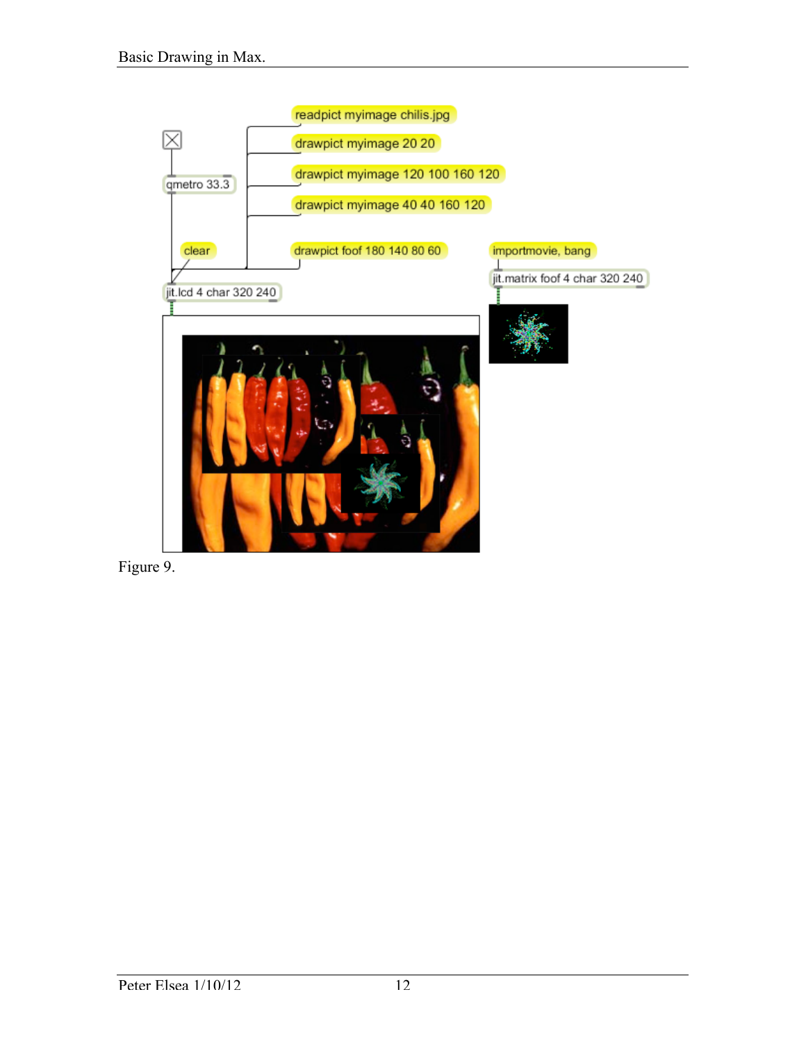readpict myimage chilis.jpg

drawpict myimage 20 20

drawpict myimage 120 100 160 120

drawpict myimage 40 40 160 120

qmetro 33.3

clear

drawpict foof 180 140 80 60

importmovie, bang

jit.matrix foof 4 char 320 240

jit.lcd 4 char 320 240

Figure 9.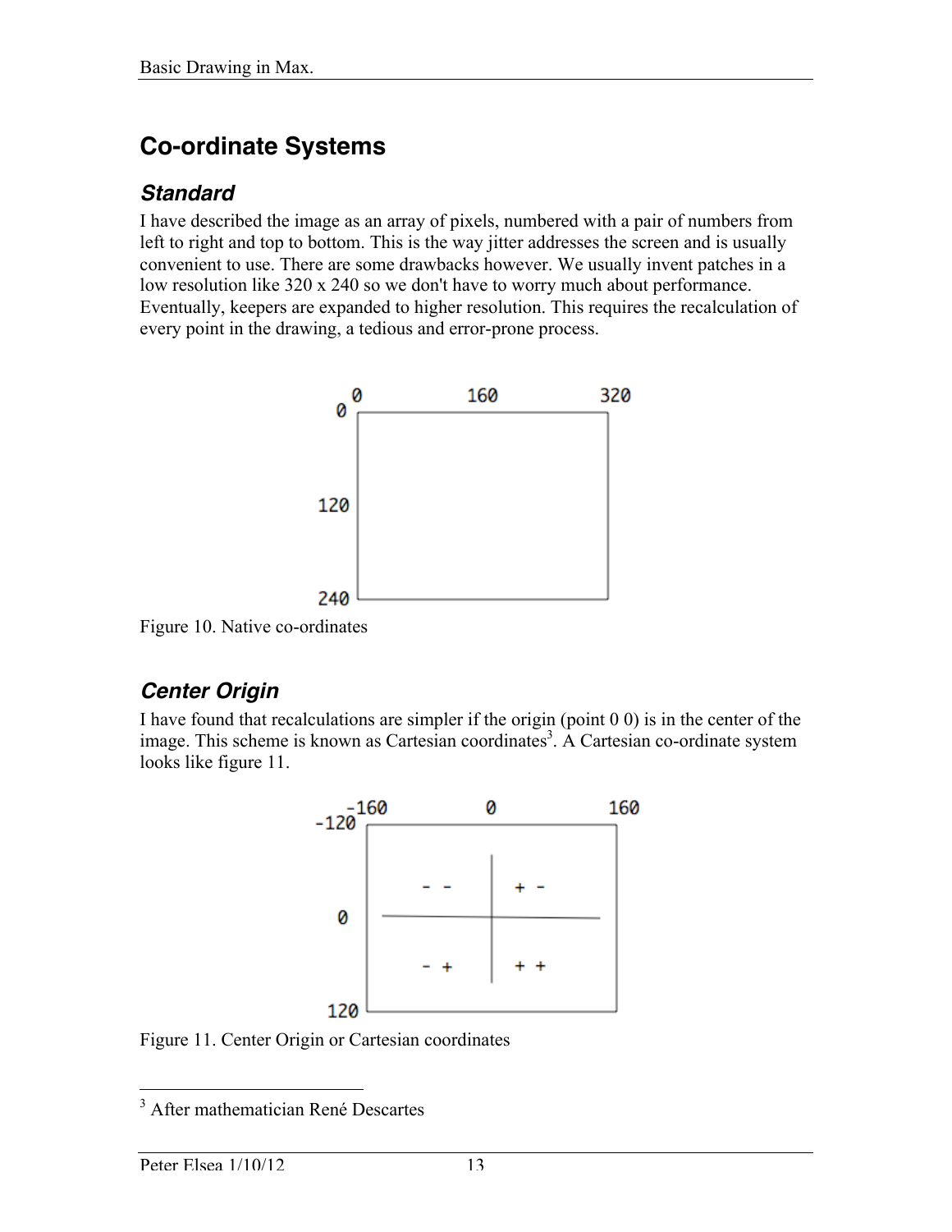## Co-ordinate Systems

### *Standard*

I have described the image as an array of pixels, numbered with a pair of numbers from left to right and top to bottom. This is the way jitter addresses the screen and is usually convenient to use. There are some drawbacks however. We usually invent patches in a low resolution like 320 x 240 so we don't have to worry much about performance. Eventually, keepers are expanded to higher resolution. This requires the recalculation of every point in the drawing, a tedious and error-prone process.

0
0
160
320
120
240

Figure 10. Native co-ordinates

### *Center Origin*

I have found that recalculations are simpler if the origin (point 0 0) is in the center of the image. This scheme is known as Cartesian coordinates[3]. A Cartesian co-ordinate system looks like figure 11.

-160
0
160
-120
0
120
- -
+ -
- +
+ +

Figure 11. Center Origin or Cartesian coordinates

[3] After mathematician René Descartes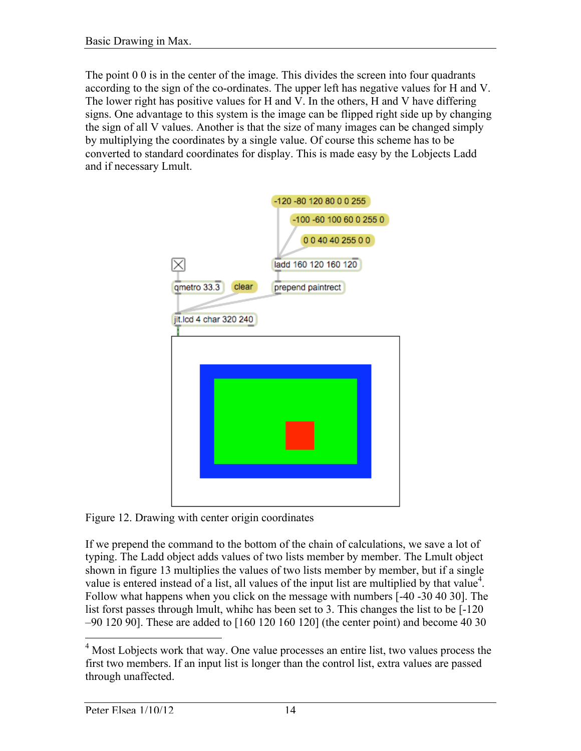The point 0 0 is in the center of the image. This divides the screen into four quadrants according to the sign of the co-ordinates. The upper left has negative values for H and V. The lower right has positive values for H and V. In the others, H and V have differing signs. One advantage to this system is the image can be flipped right side up by changing the sign of all V values. Another is that the size of many images can be changed simply by multiplying the coordinates by a single value. Of course this scheme has to be converted to standard coordinates for display. This is made easy by the Lobjects Ladd and if necessary Lmult.

-120 -80 120 80 0 0 255

-100 -60 100 60 0 255 0

0 0 40 40 255 0 0

ladd 160 120 160 120

qmetro 33.3

clear

prepend paintrect

jit.lcd 4 char 320 240

Figure 12. Drawing with center origin coordinates

If we prepend the command to the bottom of the chain of calculations, we save a lot of typing. The Ladd object adds values of two lists member by member. The Lmult object shown in figure 13 multiplies the values of two lists member by member, but if a single value is entered instead of a list, all values of the input list are multiplied by that value[4]. Follow what happens when you click on the message with numbers [-40 -30 40 30]. The list forst passes through lmult, whihc has been set to 3. This changes the list to be [-120 –90 120 90]. These are added to [160 120 160 120] (the center point) and become 40 30

[4] Most Lobjects work that way. One value processes an entire list, two values process the first two members. If an input list is longer than the control list, extra values are passed through unaffected.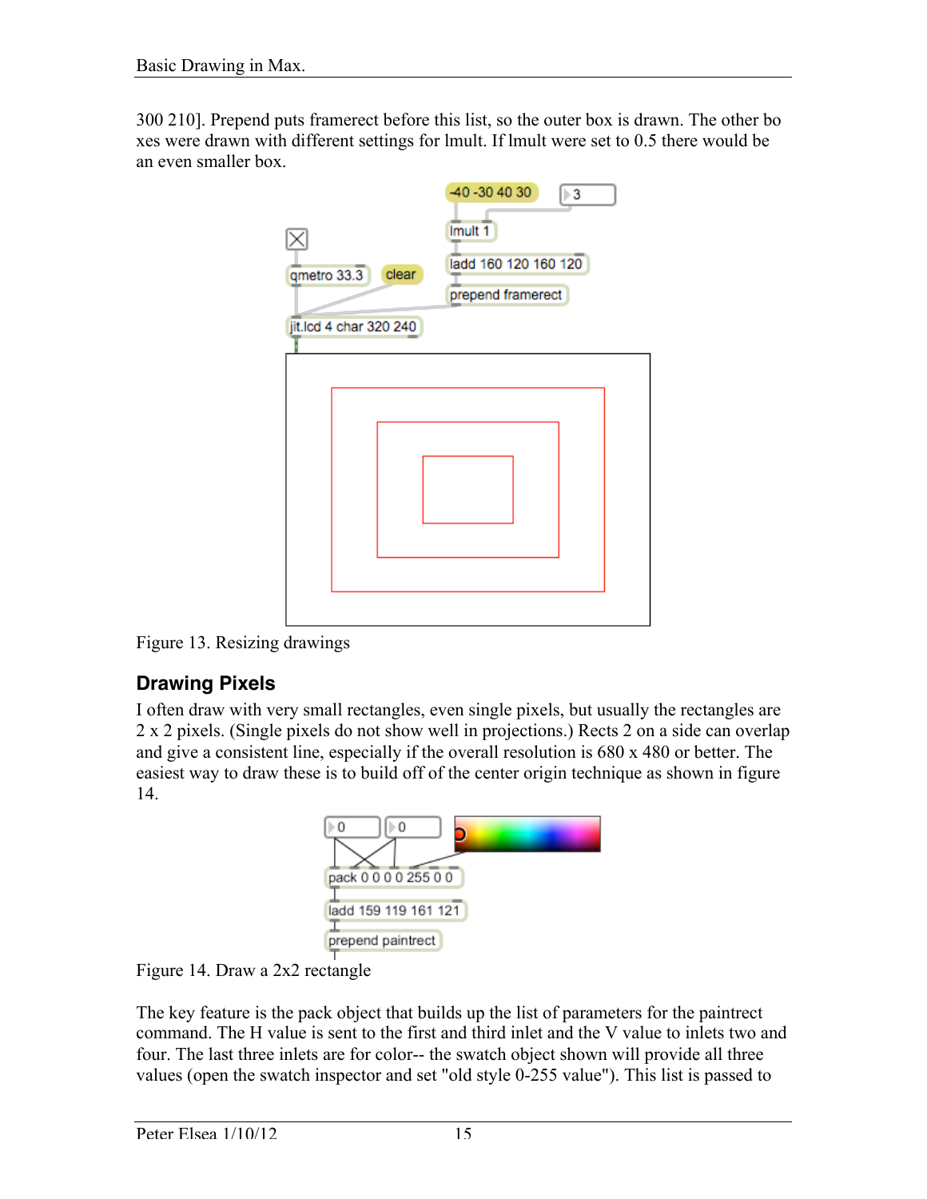300 210]. Prepend puts framerect before this list, so the outer box is drawn. The other bo xes were drawn with different settings for lmult. If lmult were set to 0.5 there would be an even smaller box.

Figure 13. Resizing drawings

## Drawing Pixels

I often draw with very small rectangles, even single pixels, but usually the rectangles are 2 x 2 pixels. (Single pixels do not show well in projections.) Rects 2 on a side can overlap and give a consistent line, especially if the overall resolution is 680 x 480 or better. The easiest way to draw these is to build off of the center origin technique as shown in figure 14.

Figure 14. Draw a 2x2 rectangle

The key feature is the pack object that builds up the list of parameters for the paintrect command. The H value is sent to the first and third inlet and the V value to inlets two and four. The last three inlets are for color-- the swatch object shown will provide all three values (open the swatch inspector and set "old style 0-255 value"). This list is passed to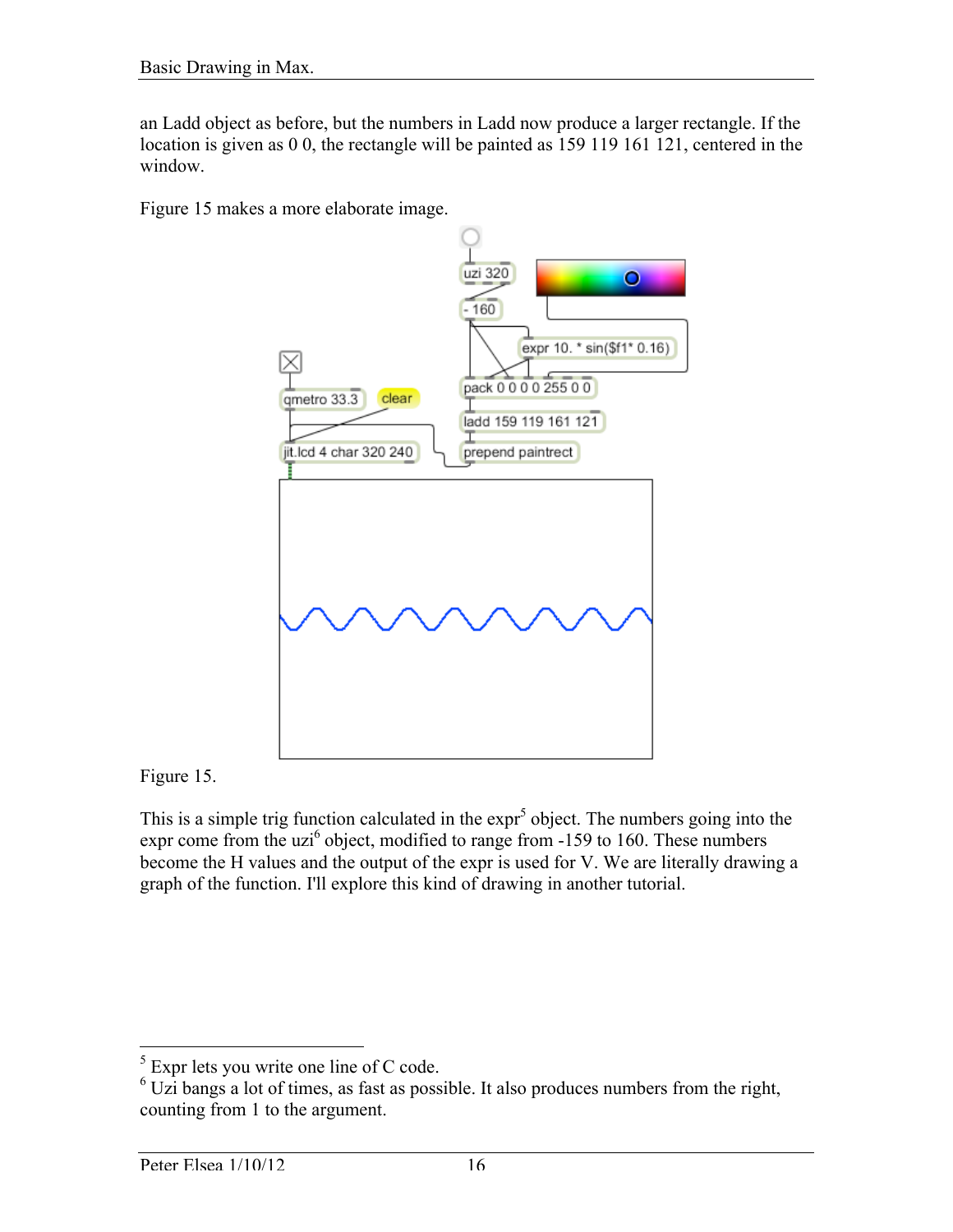an Ladd object as before, but the numbers in Ladd now produce a larger rectangle. If the location is given as 0 0, the rectangle will be painted as 159 119 161 121, centered in the window.

Figure 15 makes a more elaborate image.

uzi 320

- 160

expr 10. * sin($f1* 0.16)

qmetro 33.3

clear

pack 0 0 0 0 255 0 0

ladd 159 119 161 121

jit.lcd 4 char 320 240

prepend paintrect

Figure 15.

This is a simple trig function calculated in the expr[5] object. The numbers going into the expr come from the uzi[6] object, modified to range from -159 to 160. These numbers become the H values and the output of the expr is used for V. We are literally drawing a graph of the function. I'll explore this kind of drawing in another tutorial.

---

[5] Expr lets you write one line of C code.

[6] Uzi bangs a lot of times, as fast as possible. It also produces numbers from the right, counting from 1 to the argument.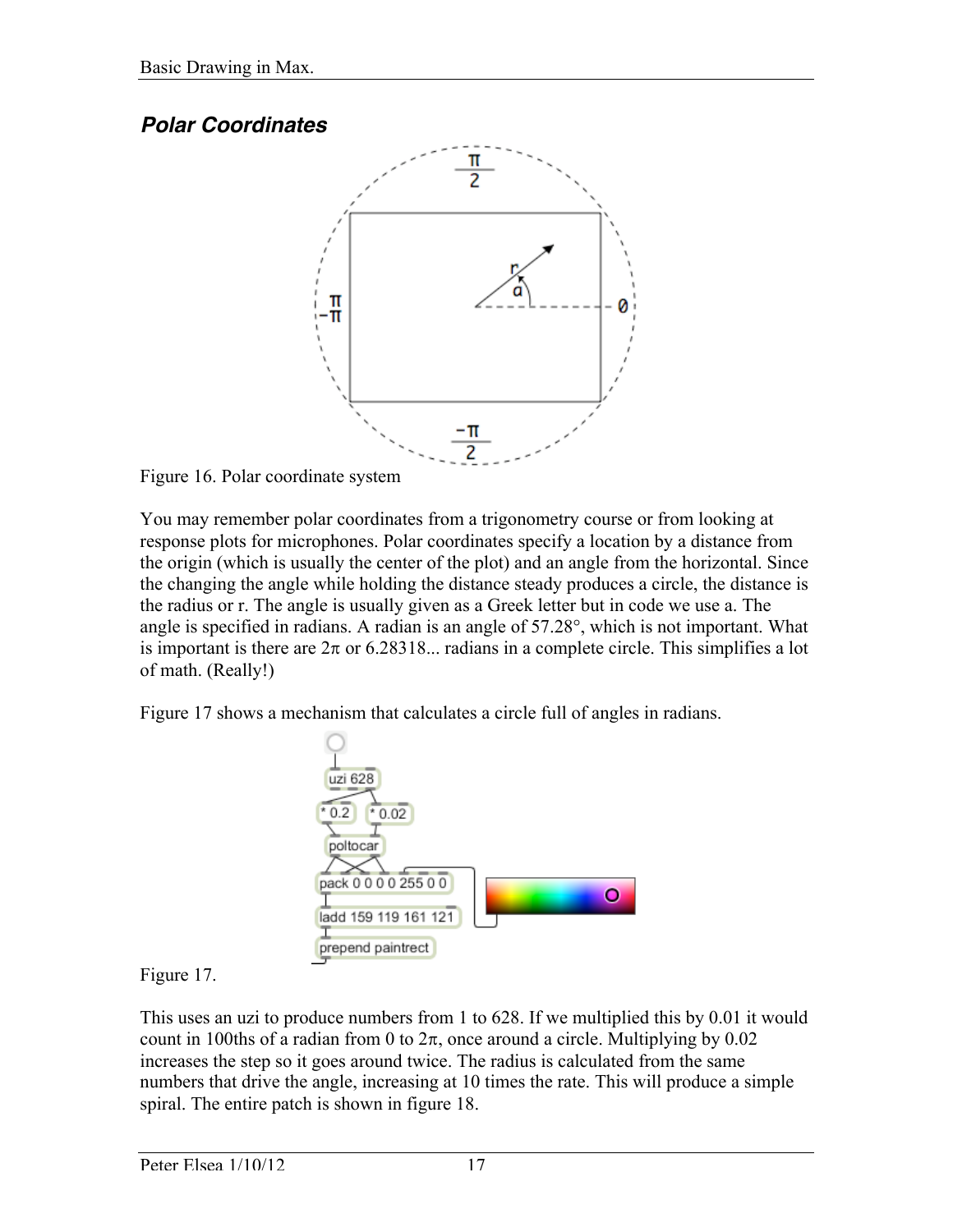## *Polar Coordinates*

π
2

π
-π

0

r
a

-π
2

Figure 16. Polar coordinate system

You may remember polar coordinates from a trigonometry course or from looking at response plots for microphones. Polar coordinates specify a location by a distance from the origin (which is usually the center of the plot) and an angle from the horizontal. Since the changing the angle while holding the distance steady produces a circle, the distance is the radius or r. The angle is usually given as a Greek letter but in code we use a. The angle is specified in radians. A radian is an angle of 57.28°, which is not important. What is important is there are $2\pi$ or 6.28318... radians in a complete circle. This simplifies a lot of math. (Really!)

Figure 17 shows a mechanism that calculates a circle full of angles in radians.

uzi 628

* 0.2

* 0.02

poltocar

pack 0 0 0 0 255 0 0

ladd 159 119 161 121

prepend paintrect

Figure 17.

This uses an uzi to produce numbers from 1 to 628. If we multiplied this by 0.01 it would count in 100ths of a radian from 0 to $2\pi$, once around a circle. Multiplying by 0.02 increases the step so it goes around twice. The radius is calculated from the same numbers that drive the angle, increasing at 10 times the rate. This will produce a simple spiral. The entire patch is shown in figure 18.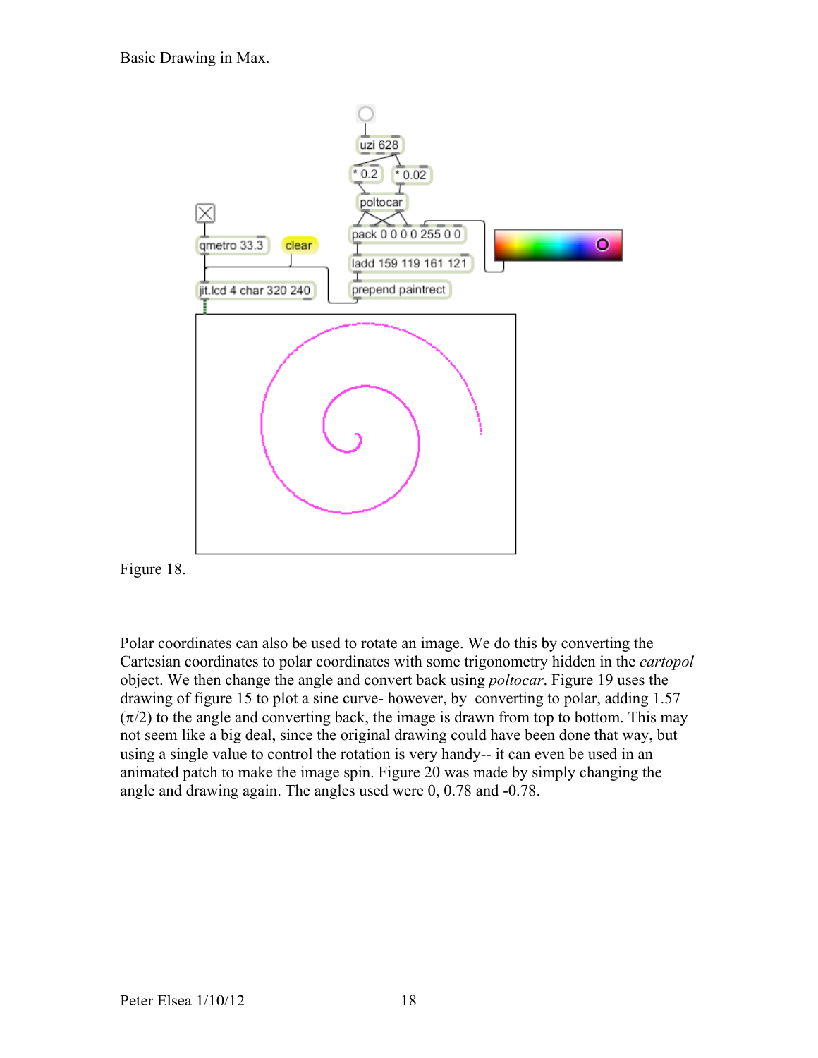uzi 628

* 0.2

* 0.02

poltocar

pack 0 0 0 0 255 0 0

ladd 159 119 161 121

prepend paintrect

qmetro 33.3

clear

jit.lcd 4 char 320 240

Figure 18.

Polar coordinates can also be used to rotate an image. We do this by converting the Cartesian coordinates to polar coordinates with some trigonometry hidden in the *cartopol* object. We then change the angle and convert back using *poltocar*. Figure 19 uses the drawing of figure 15 to plot a sine curve- however, by converting to polar, adding 1.57 ($\pi/2$) to the angle and converting back, the image is drawn from top to bottom. This may not seem like a big deal, since the original drawing could have been done that way, but using a single value to control the rotation is very handy-- it can even be used in an animated patch to make the image spin. Figure 20 was made by simply changing the angle and drawing again. The angles used were 0, 0.78 and -0.78.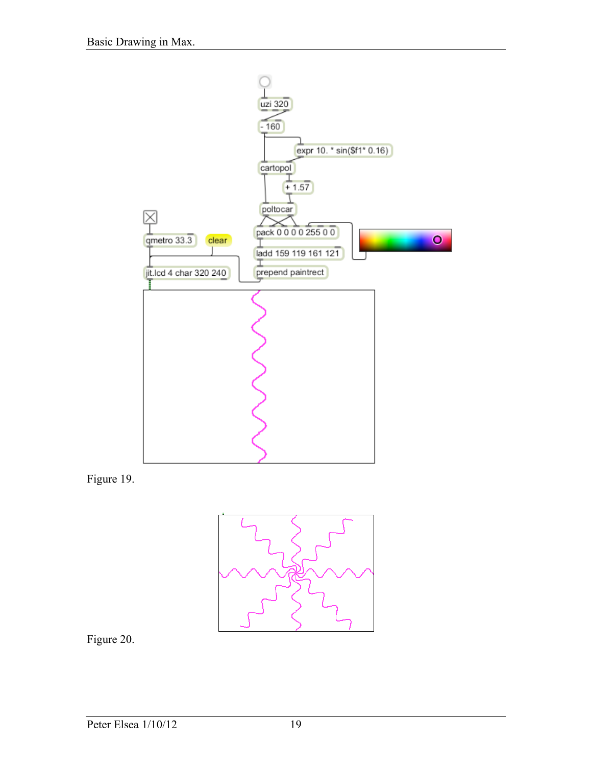uzi 320

- 160

expr 10. * sin($f1* 0.16)

cartopol

+ 1.57

poltocar

qmetro 33.3

clear

pack 0 0 0 0 255 0 0

ladd 159 119 161 121

jit.lcd 4 char 320 240

prepend paintrect

Figure 19.

Figure 20.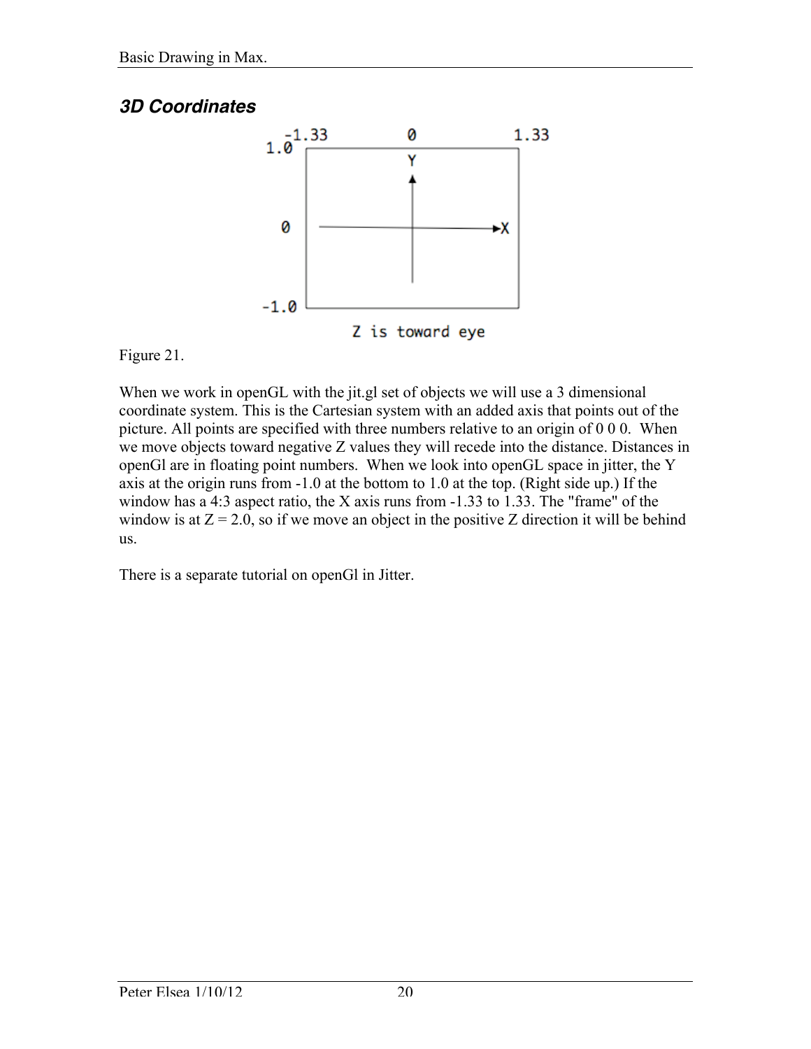### *3D Coordinates*

-1.33
0
1.33
1.0
Y
0
X
-1.0
Z is toward eye

Figure 21.

When we work in openGL with the jit.gl set of objects we will use a 3 dimensional coordinate system. This is the Cartesian system with an added axis that points out of the picture. All points are specified with three numbers relative to an origin of 0 0 0. When we move objects toward negative Z values they will recede into the distance. Distances in openGl are in floating point numbers. When we look into openGL space in jitter, the Y axis at the origin runs from -1.0 at the bottom to 1.0 at the top. (Right side up.) If the window has a 4:3 aspect ratio, the X axis runs from -1.33 to 1.33. The "frame" of the window is at Z = 2.0, so if we move an object in the positive Z direction it will be behind us.

There is a separate tutorial on openGl in Jitter.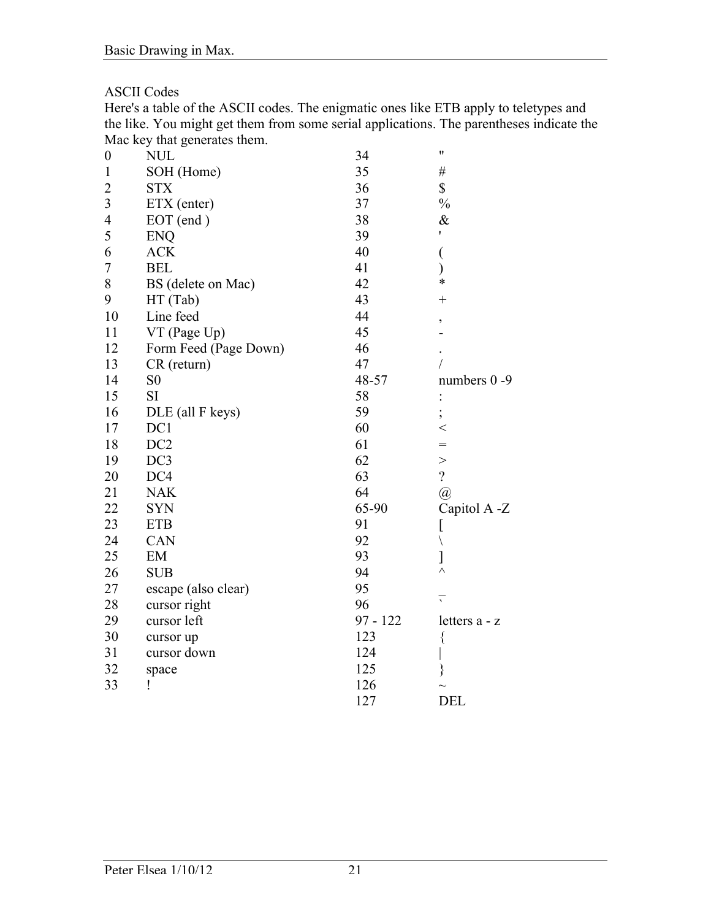ASCII Codes

Here's a table of the ASCII codes. The enigmatic ones like ETB apply to teletypes and the like. You might get them from some serial applications. The parentheses indicate the Mac key that generates them.

| | | | |
|---|---|---|---|
| 0 | NUL | 34 | " |
| 1 | SOH (Home) | 35 | # |
| 2 | STX | 36 | $ |
| 3 | ETX (enter) | 37 | % |
| 4 | EOT (end ) | 38 | & |
| 5 | ENQ | 39 | ' |
| 6 | ACK | 40 | ( |
| 7 | BEL | 41 | ) |
| 8 | BS (delete on Mac) | 42 | * |
| 9 | HT (Tab) | 43 | + |
| 10 | Line feed | 44 | , |
| 11 | VT (Page Up) | 45 | - |
| 12 | Form Feed (Page Down) | 46 | . |
| 13 | CR (return) | 47 | / |
| 14 | S0 | 48-57 | numbers 0 -9 |
| 15 | SI | 58 | : |
| 16 | DLE (all F keys) | 59 | ; |
| 17 | DC1 | 60 | < |
| 18 | DC2 | 61 | = |
| 19 | DC3 | 62 | > |
| 20 | DC4 | 63 | ? |
| 21 | NAK | 64 | @ |
| 22 | SYN | 65-90 | Capitol A -Z |
| 23 | ETB | 91 | [ |
| 24 | CAN | 92 | \ |
| 25 | EM | 93 | ] |
| 26 | SUB | 94 | ^ |
| 27 | escape (also clear) | 95 | _ |
| 28 | cursor right | 96 | ` |
| 29 | cursor left | 97 - 122 | letters a - z |
| 30 | cursor up | 123 | { |
| 31 | cursor down | 124 | \| |
| 32 | space | 125 | } |
| 33 | ! | 126 | ~ |
| | | 127 | DEL |